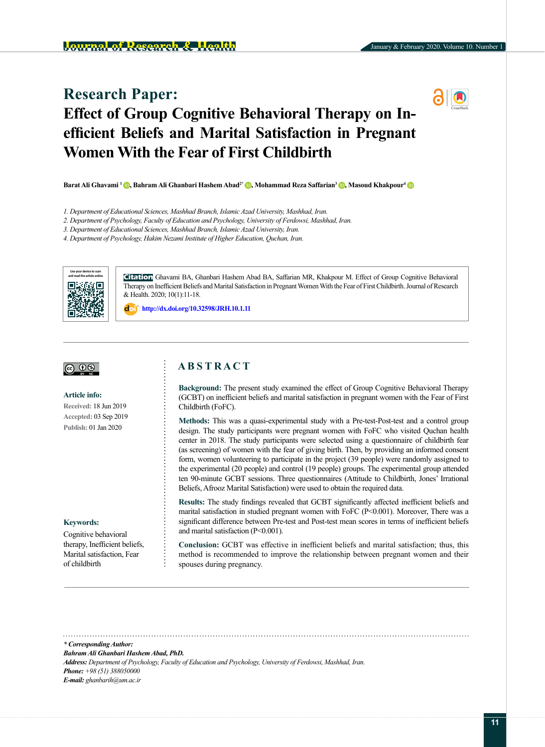# Research Paper:
# Effect of Group Cognitive Behavioral Therapy on Inefficient Beliefs and Marital Satisfaction in Pregnant Women With the Fear of First Childbirth

**Barat Ali Ghavami [1], Bahram Ali Ghanbari Hashem Abad[2*], Mohammad Reza Saffarian[3], Masoud Khakpour[4]**

*1. Department of Educational Sciences, Mashhad Branch, Islamic Azad University, Mashhad, Iran.*
*2. Department of Psychology, Faculty of Education and Psychology, University of Ferdowsi, Mashhad, Iran.*
*3. Department of Educational Sciences, Mashhad Branch, Islamic Azad University, Iran.*
*4. Department of Psychology, Hakim Nezami Institute of Higher Education, Quchan, Iran.*

**Citation** Ghavami BA, Ghanbari Hashem Abad BA, Saffarian MR, Khakpour M. Effect of Group Cognitive Behavioral Therapy on Inefficient Beliefs and Marital Satisfaction in Pregnant Women With the Fear of First Childbirth. Journal of Research & Health. 2020; 10(1):11-18.

http://dx.doi.org/10.32598/JRH.10.1.11

**Article info:**
Received: 18 Jun 2019
Accepted: 03 Sep 2019
Publish: 01 Jan 2020

**Keywords:**
Cognitive behavioral therapy, Inefficient beliefs, Marital satisfaction, Fear of childbirth

## ABSTRACT

**Background:** The present study examined the effect of Group Cognitive Behavioral Therapy (GCBT) on inefficient beliefs and marital satisfaction in pregnant women with the Fear of First Childbirth (FoFC).

**Methods:** This was a quasi-experimental study with a Pre-test-Post-test and a control group design. The study participants were pregnant women with FoFC who visited Quchan health center in 2018. The study participants were selected using a questionnaire of childbirth fear (as screening) of women with the fear of giving birth. Then, by providing an informed consent form, women volunteering to participate in the project (39 people) were randomly assigned to the experimental (20 people) and control (19 people) groups. The experimental group attended ten 90-minute GCBT sessions. Three questionnaires (Attitude to Childbirth, Jones' Irrational Beliefs, Afrooz Marital Satisfaction) were used to obtain the required data.

**Results:** The study findings revealed that GCBT significantly affected inefficient beliefs and marital satisfaction in studied pregnant women with FoFC ($P<0.001$). Moreover, There was a significant difference between Pre-test and Post-test mean scores in terms of inefficient beliefs and marital satisfaction ($P<0.001$).

**Conclusion:** GCBT was effective in inefficient beliefs and marital satisfaction; thus, this method is recommended to improve the relationship between pregnant women and their spouses during pregnancy.

*** Corresponding Author:**
***Bahram Ali Ghanbari Hashem Abad, PhD.***
***Address:*** *Department of Psychology, Faculty of Education and Psychology, University of Ferdowsi, Mashhad, Iran.*
***Phone:*** *+98 (51) 388050000*
***E-mail:*** *ghanbarih@um.ac.ir*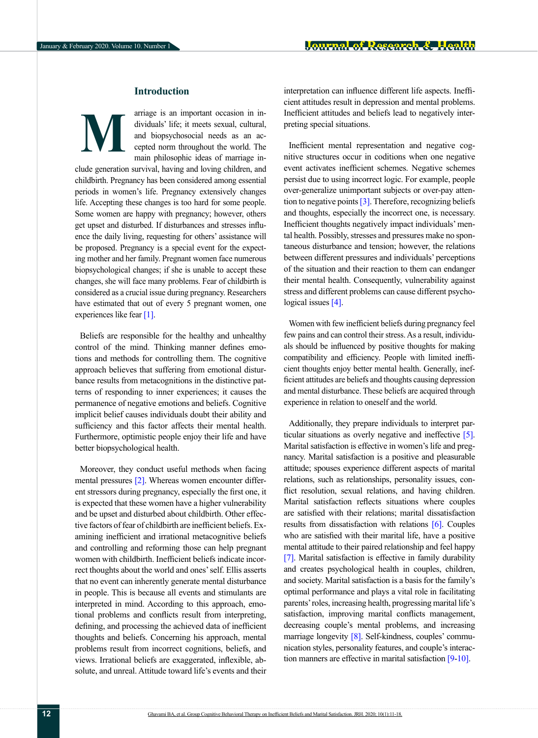## Introduction

Marriage is an important occasion in individuals' life; it meets sexual, cultural, and biopsychosocial needs as an accepted norm throughout the world. The main philosophic ideas of marriage include generation survival, having and loving children, and childbirth. Pregnancy has been considered among essential periods in women's life. Pregnancy extensively changes life. Accepting these changes is too hard for some people. Some women are happy with pregnancy; however, others get upset and disturbed. If disturbances and stresses influence the daily living, requesting for others' assistance will be proposed. Pregnancy is a special event for the expecting mother and her family. Pregnant women face numerous biopsychological changes; if she is unable to accept these changes, she will face many problems. Fear of childbirth is considered as a crucial issue during pregnancy. Researchers have estimated that out of every 5 pregnant women, one experiences like fear [1].

Beliefs are responsible for the healthy and unhealthy control of the mind. Thinking manner defines emotions and methods for controlling them. The cognitive approach believes that suffering from emotional disturbance results from metacognitions in the distinctive patterns of responding to inner experiences; it causes the permanence of negative emotions and beliefs. Cognitive implicit belief causes individuals doubt their ability and sufficiency and this factor affects their mental health. Furthermore, optimistic people enjoy their life and have better biopsychological health.

Moreover, they conduct useful methods when facing mental pressures [2]. Whereas women encounter different stressors during pregnancy, especially the first one, it is expected that these women have a higher vulnerability and be upset and disturbed about childbirth. Other effective factors of fear of childbirth are inefficient beliefs. Examining inefficient and irrational metacognitive beliefs and controlling and reforming those can help pregnant women with childbirth. Inefficient beliefs indicate incorrect thoughts about the world and ones' self. Ellis asserts that no event can inherently generate mental disturbance in people. This is because all events and stimulants are interpreted in mind. According to this approach, emotional problems and conflicts result from interpreting, defining, and processing the achieved data of inefficient thoughts and beliefs. Concerning his approach, mental problems result from incorrect cognitions, beliefs, and views. Irrational beliefs are exaggerated, inflexible, absolute, and unreal. Attitude toward life's events and their interpretation can influence different life aspects. Inefficient attitudes result in depression and mental problems. Inefficient attitudes and beliefs lead to negatively interpreting special situations.

Inefficient mental representation and negative cognitive structures occur in coditions when one negative event activates inefficient schemes. Negative schemes persist due to using incorrect logic. For example, people over-generalize unimportant subjects or over-pay attention to negative points [3]. Therefore, recognizing beliefs and thoughts, especially the incorrect one, is necessary. Inefficient thoughts negatively impact individuals' mental health. Possibly, stresses and pressures make no spontaneous disturbance and tension; however, the relations between different pressures and individuals' perceptions of the situation and their reaction to them can endanger their mental health. Consequently, vulnerability against stress and different problems can cause different psychological issues [4].

Women with few inefficient beliefs during pregnancy feel few pains and can control their stress. As a result, individuals should be influenced by positive thoughts for making compatibility and efficiency. People with limited inefficient thoughts enjoy better mental health. Generally, inefficient attitudes are beliefs and thoughts causing depression and mental disturbance. These beliefs are acquired through experience in relation to oneself and the world.

Additionally, they prepare individuals to interpret particular situations as overly negative and ineffective [5]. Marital satisfaction is effective in women's life and pregnancy. Marital satisfaction is a positive and pleasurable attitude; spouses experience different aspects of marital relations, such as relationships, personality issues, conflict resolution, sexual relations, and having children. Marital satisfaction reflects situations where couples are satisfied with their relations; marital dissatisfaction results from dissatisfaction with relations [6]. Couples who are satisfied with their marital life, have a positive mental attitude to their paired relationship and feel happy [7]. Marital satisfaction is effective in family durability and creates psychological health in couples, children, and society. Marital satisfaction is a basis for the family's optimal performance and plays a vital role in facilitating parents' roles, increasing health, progressing marital life's satisfaction, improving marital conflicts management, decreasing couple's mental problems, and increasing marriage longevity [8]. Self-kindness, couples' communication styles, personality features, and couple's interaction manners are effective in marital satisfaction [9-10].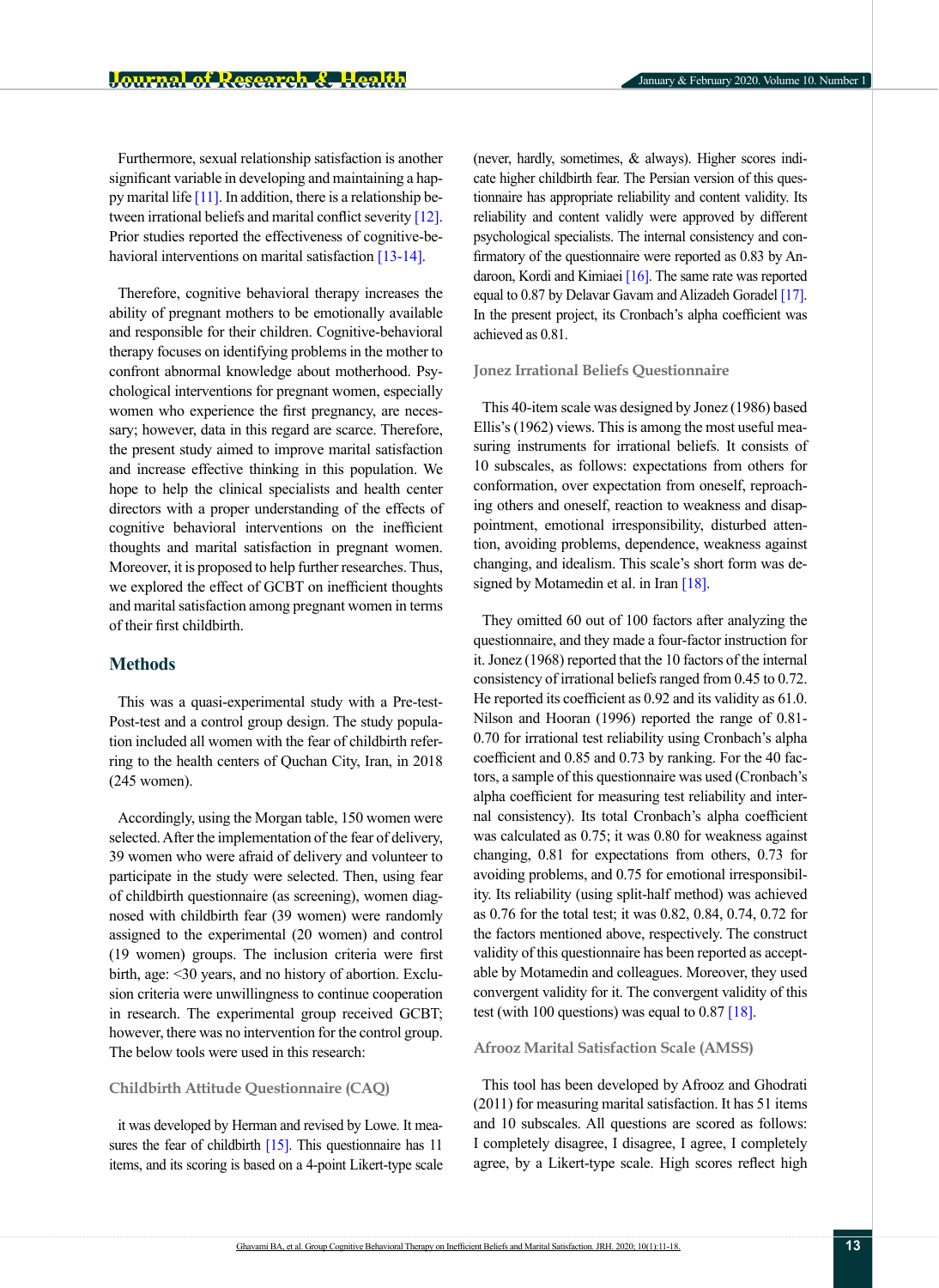Furthermore, sexual relationship satisfaction is another significant variable in developing and maintaining a happy marital life [11]. In addition, there is a relationship between irrational beliefs and marital conflict severity [12]. Prior studies reported the effectiveness of cognitive-behavioral interventions on marital satisfaction [13-14].

Therefore, cognitive behavioral therapy increases the ability of pregnant mothers to be emotionally available and responsible for their children. Cognitive-behavioral therapy focuses on identifying problems in the mother to confront abnormal knowledge about motherhood. Psychological interventions for pregnant women, especially women who experience the first pregnancy, are necessary; however, data in this regard are scarce. Therefore, the present study aimed to improve marital satisfaction and increase effective thinking in this population. We hope to help the clinical specialists and health center directors with a proper understanding of the effects of cognitive behavioral interventions on the inefficient thoughts and marital satisfaction in pregnant women. Moreover, it is proposed to help further researches. Thus, we explored the effect of GCBT on inefficient thoughts and marital satisfaction among pregnant women in terms of their first childbirth.

## Methods

This was a quasi-experimental study with a Pre-test-Post-test and a control group design. The study population included all women with the fear of childbirth referring to the health centers of Quchan City, Iran, in 2018 (245 women).

Accordingly, using the Morgan table, 150 women were selected. After the implementation of the fear of delivery, 39 women who were afraid of delivery and volunteer to participate in the study were selected. Then, using fear of childbirth questionnaire (as screening), women diagnosed with childbirth fear (39 women) were randomly assigned to the experimental (20 women) and control (19 women) groups. The inclusion criteria were first birth, age: <30 years, and no history of abortion. Exclusion criteria were unwillingness to continue cooperation in research. The experimental group received GCBT; however, there was no intervention for the control group. The below tools were used in this research:

### Childbirth Attitude Questionnaire (CAQ)

it was developed by Herman and revised by Lowe. It measures the fear of childbirth [15]. This questionnaire has 11 items, and its scoring is based on a 4-point Likert-type scale (never, hardly, sometimes, & always). Higher scores indicate higher childbirth fear. The Persian version of this questionnaire has appropriate reliability and content validity. Its reliability and content validly were approved by different psychological specialists. The internal consistency and confirmatory of the questionnaire were reported as 0.83 by Andaroon, Kordi and Kimiaei [16]. The same rate was reported equal to 0.87 by Delavar Gavam and Alizadeh Goradel [17]. In the present project, its Cronbach's alpha coefficient was achieved as 0.81.

### Jonez Irrational Beliefs Questionnaire

This 40-item scale was designed by Jonez (1986) based Ellis's (1962) views. This is among the most useful measuring instruments for irrational beliefs. It consists of 10 subscales, as follows: expectations from others for conformation, over expectation from oneself, reproaching others and oneself, reaction to weakness and disappointment, emotional irresponsibility, disturbed attention, avoiding problems, dependence, weakness against changing, and idealism. This scale's short form was designed by Motamedin et al. in Iran [18].

They omitted 60 out of 100 factors after analyzing the questionnaire, and they made a four-factor instruction for it. Jonez (1968) reported that the 10 factors of the internal consistency of irrational beliefs ranged from 0.45 to 0.72. He reported its coefficient as 0.92 and its validity as 61.0. Nilson and Hooran (1996) reported the range of 0.81-0.70 for irrational test reliability using Cronbach's alpha coefficient and 0.85 and 0.73 by ranking. For the 40 factors, a sample of this questionnaire was used (Cronbach's alpha coefficient for measuring test reliability and internal consistency). Its total Cronbach's alpha coefficient was calculated as 0.75; it was 0.80 for weakness against changing, 0.81 for expectations from others, 0.73 for avoiding problems, and 0.75 for emotional irresponsibility. Its reliability (using split-half method) was achieved as 0.76 for the total test; it was 0.82, 0.84, 0.74, 0.72 for the factors mentioned above, respectively. The construct validity of this questionnaire has been reported as acceptable by Motamedin and colleagues. Moreover, they used convergent validity for it. The convergent validity of this test (with 100 questions) was equal to 0.87 [18].

### Afrooz Marital Satisfaction Scale (AMSS)

This tool has been developed by Afrooz and Ghodrati (2011) for measuring marital satisfaction. It has 51 items and 10 subscales. All questions are scored as follows: I completely disagree, I disagree, I agree, I completely agree, by a Likert-type scale. High scores reflect high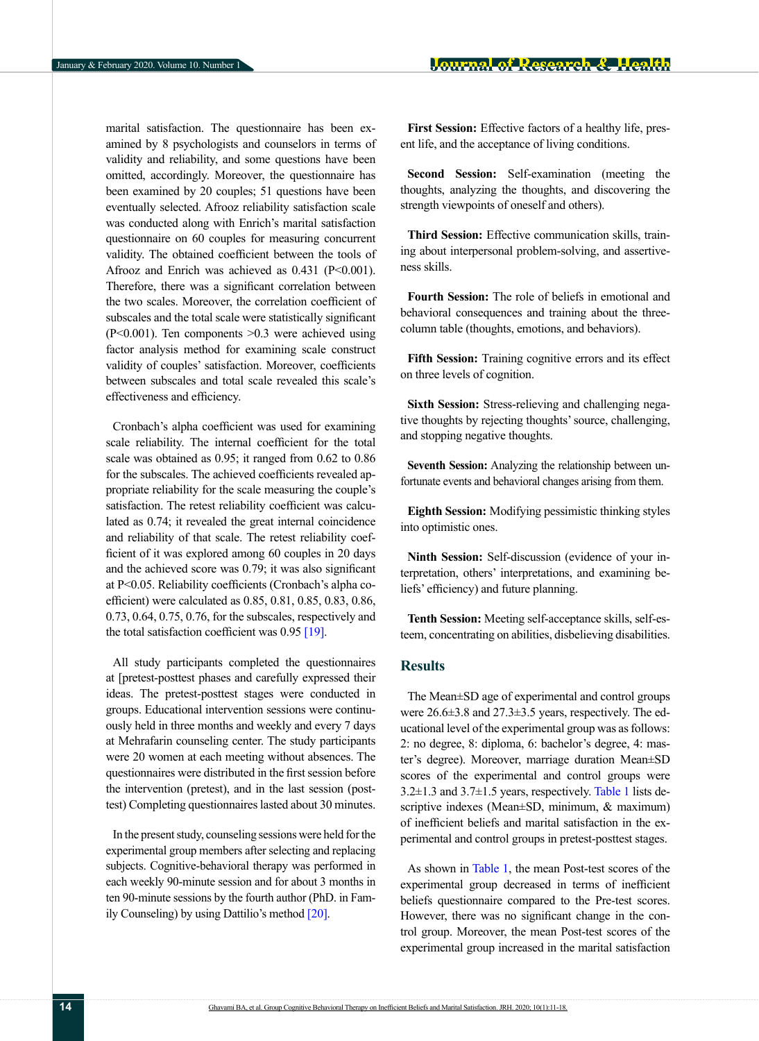marital satisfaction. The questionnaire has been examined by 8 psychologists and counselors in terms of validity and reliability, and some questions have been omitted, accordingly. Moreover, the questionnaire has been examined by 20 couples; 51 questions have been eventually selected. Afrooz reliability satisfaction scale was conducted along with Enrich's marital satisfaction questionnaire on 60 couples for measuring concurrent validity. The obtained coefficient between the tools of Afrooz and Enrich was achieved as 0.431 (P<0.001). Therefore, there was a significant correlation between the two scales. Moreover, the correlation coefficient of subscales and the total scale were statistically significant (P<0.001). Ten components >0.3 were achieved using factor analysis method for examining scale construct validity of couples' satisfaction. Moreover, coefficients between subscales and total scale revealed this scale's effectiveness and efficiency.

Cronbach's alpha coefficient was used for examining scale reliability. The internal coefficient for the total scale was obtained as 0.95; it ranged from 0.62 to 0.86 for the subscales. The achieved coefficients revealed appropriate reliability for the scale measuring the couple's satisfaction. The retest reliability coefficient was calculated as 0.74; it revealed the great internal coincidence and reliability of that scale. The retest reliability coefficient of it was explored among 60 couples in 20 days and the achieved score was 0.79; it was also significant at P<0.05. Reliability coefficients (Cronbach's alpha coefficient) were calculated as 0.85, 0.81, 0.85, 0.83, 0.86, 0.73, 0.64, 0.75, 0.76, for the subscales, respectively and the total satisfaction coefficient was 0.95 [19].

All study participants completed the questionnaires at [pretest-posttest phases and carefully expressed their ideas. The pretest-posttest stages were conducted in groups. Educational intervention sessions were continuously held in three months and weekly and every 7 days at Mehrafarin counseling center. The study participants were 20 women at each meeting without absences. The questionnaires were distributed in the first session before the intervention (pretest), and in the last session (posttest) Completing questionnaires lasted about 30 minutes.

In the present study, counseling sessions were held for the experimental group members after selecting and replacing subjects. Cognitive-behavioral therapy was performed in each weekly 90-minute session and for about 3 months in ten 90-minute sessions by the fourth author (PhD. in Family Counseling) by using Dattilio's method [20].

**First Session:** Effective factors of a healthy life, present life, and the acceptance of living conditions.

**Second Session:** Self-examination (meeting the thoughts, analyzing the thoughts, and discovering the strength viewpoints of oneself and others).

**Third Session:** Effective communication skills, training about interpersonal problem-solving, and assertiveness skills.

**Fourth Session:** The role of beliefs in emotional and behavioral consequences and training about the three-column table (thoughts, emotions, and behaviors).

**Fifth Session:** Training cognitive errors and its effect on three levels of cognition.

**Sixth Session:** Stress-relieving and challenging negative thoughts by rejecting thoughts' source, challenging, and stopping negative thoughts.

**Seventh Session:** Analyzing the relationship between unfortunate events and behavioral changes arising from them.

**Eighth Session:** Modifying pessimistic thinking styles into optimistic ones.

**Ninth Session:** Self-discussion (evidence of your interpretation, others' interpretations, and examining beliefs' efficiency) and future planning.

**Tenth Session:** Meeting self-acceptance skills, self-esteem, concentrating on abilities, disbelieving disabilities.

## Results

The Mean±SD age of experimental and control groups were 26.6±3.8 and 27.3±3.5 years, respectively. The educational level of the experimental group was as follows: 2: no degree, 8: diploma, 6: bachelor's degree, 4: master's degree). Moreover, marriage duration Mean±SD scores of the experimental and control groups were 3.2±1.3 and 3.7±1.5 years, respectively. Table 1 lists descriptive indexes (Mean±SD, minimum, & maximum) of inefficient beliefs and marital satisfaction in the experimental and control groups in pretest-posttest stages.

As shown in Table 1, the mean Post-test scores of the experimental group decreased in terms of inefficient beliefs questionnaire compared to the Pre-test scores. However, there was no significant change in the control group. Moreover, the mean Post-test scores of the experimental group increased in the marital satisfaction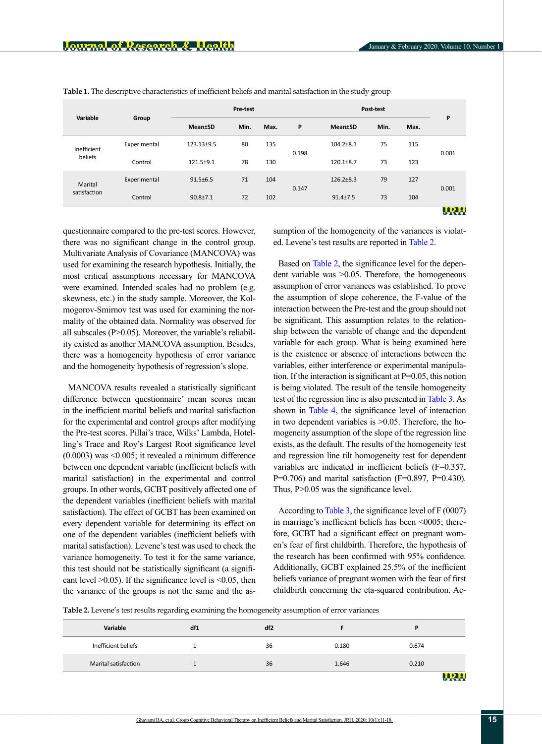**Table 1.** The descriptive characteristics of inefficient beliefs and marital satisfaction in the study group

| Variable | Group | Pre-test | | | | Post-test | | | P |
|---|---|---|---|---|---|---|---|---|---|
| | | Mean±SD | Min. | Max. | P | Mean±SD | Min. | Max. | |
| Inefficient beliefs | Experimental | 123.13±9.5 | 80 | 135 | 0.198 | 104.2±8.1 | 75 | 115 | 0.001 |
| | Control | 121.5±9.1 | 78 | 130 | | 120.1±8.7 | 73 | 123 | |
| Marital satisfaction | Experimental | 91.5±6.5 | 71 | 104 | 0.147 | 126.2±8.3 | 79 | 127 | 0.001 |
| | Control | 90.8±7.1 | 72 | 102 | | 91.4±7.5 | 73 | 104 | |

questionnaire compared to the pre-test scores. However, there was no significant change in the control group. Multivariate Analysis of Covariance (MANCOVA) was used for examining the research hypothesis. Initially, the most critical assumptions necessary for MANCOVA were examined. Intended scales had no problem (e.g. skewness, etc.) in the study sample. Moreover, the Kolmogorov-Smirnov test was used for examining the normality of the obtained data. Normality was observed for all subscales (P>0.05). Moreover, the variable's reliability existed as another MANCOVA assumption. Besides, there was a homogeneity hypothesis of error variance and the homogeneity hypothesis of regression's slope.

MANCOVA results revealed a statistically significant difference between questionnaire' mean scores mean in the inefficient marital beliefs and marital satisfaction for the experimental and control groups after modifying the Pre-test scores. Pillai's trace, Wilks' Lambda, Hotelling's Trace and Roy's Largest Root significance level (0.0003) was <0.005; it revealed a minimum difference between one dependent variable (inefficient beliefs with marital satisfaction) in the experimental and control groups. In other words, GCBT positively affected one of the dependent variables (inefficient beliefs with marital satisfaction). The effect of GCBT has been examined on every dependent variable for determining its effect on one of the dependent variables (inefficient beliefs with marital satisfaction). Levene's test was used to check the variance homogeneity. To test it for the same variance, this test should not be statistically significant (a significant level >0.05). If the significance level is <0.05, then the variance of the groups is not the same and the assumption of the homogeneity of the variances is violated. Levene's test results are reported in Table 2.

Based on Table 2, the significance level for the dependent variable was >0.05. Therefore, the homogeneous assumption of error variances was established. To prove the assumption of slope coherence, the F-value of the interaction between the Pre-test and the group should not be significant. This assumption relates to the relationship between the variable of change and the dependent variable for each group. What is being examined here is the existence or absence of interactions between the variables, either interference or experimental manipulation. If the interaction is significant at P=0.05, this notion is being violated. The result of the tensile homogeneity test of the regression line is also presented in Table 3. As shown in Table 4, the significance level of interaction in two dependent variables is >0.05. Therefore, the homogeneity assumption of the slope of the regression line exists, as the default. The results of the homogeneity test and regression line tilt homogeneity test for dependent variables are indicated in inefficient beliefs (F=0.357, P=0.706) and marital satisfaction (F=0.897, P=0.430). Thus, P>0.05 was the significance level.

According to Table 3, the significance level of F (0007) in marriage's inefficient beliefs has been <0005; therefore, GCBT had a significant effect on pregnant women's fear of first childbirth. Therefore, the hypothesis of the research has been confirmed with 95% confidence. Additionally, GCBT explained 25.5% of the inefficient beliefs variance of pregnant women with the fear of first childbirth concerning the eta-squared contribution. Ac-

**Table 2.** Levene's test results regarding examining the homogeneity assumption of error variances

| Variable | df1 | df2 | F | P |
|---|---|---|---|---|
| Inefficient beliefs | 1 | 36 | 0.180 | 0.674 |
| Marital satisfaction | 1 | 36 | 1.646 | 0.210 |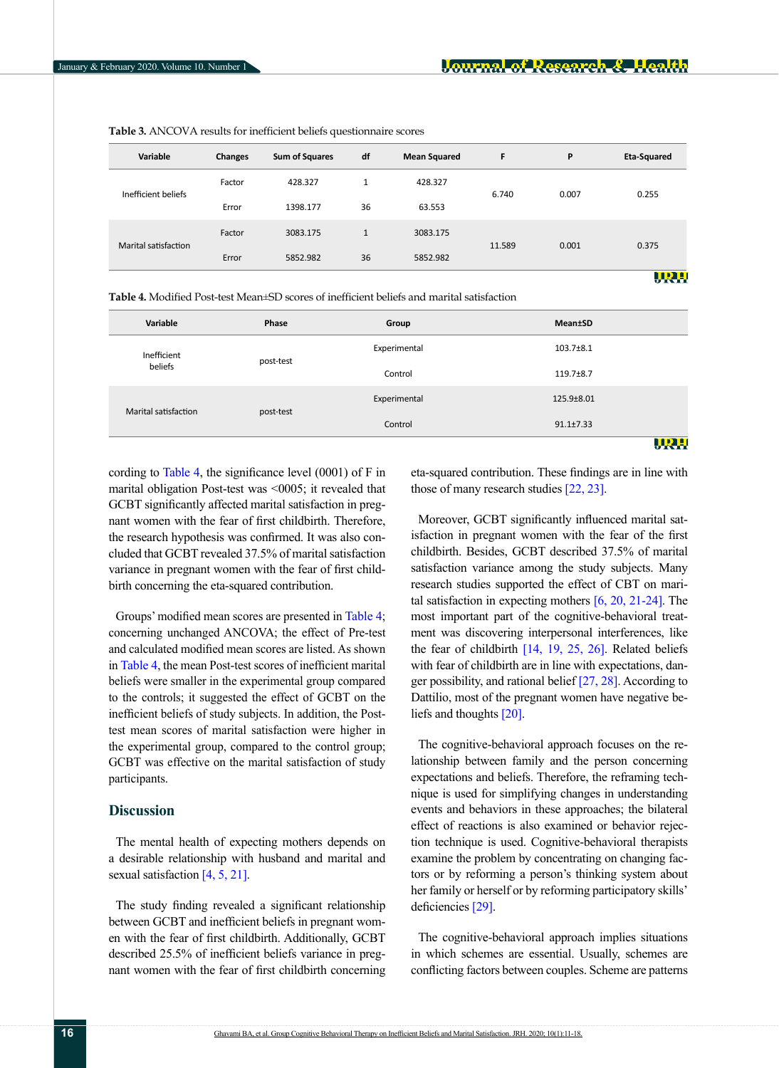Table 3. ANCOVA results for inefficient beliefs questionnaire scores

| Variable | Changes | Sum of Squares | df | Mean Squared | F | P | Eta-Squared |
|---|---|---|---|---|---|---|---|
| Inefficient beliefs | Factor | 428.327 | 1 | 428.327 | 6.740 | 0.007 | 0.255 |
| | Error | 1398.177 | 36 | 63.553 | | | |
| Marital satisfaction | Factor | 3083.175 | 1 | 3083.175 | 11.589 | 0.001 | 0.375 |
| | Error | 5852.982 | 36 | 5852.982 | | | |

Table 4. Modified Post-test Mean±SD scores of inefficient beliefs and marital satisfaction

| Variable | Phase | Group | Mean±SD |
|---|---|---|---|
| Inefficient beliefs | post-test | Experimental | 103.7±8.1 |
| | | Control | 119.7±8.7 |
| Marital satisfaction | post-test | Experimental | 125.9±8.01 |
| | | Control | 91.1±7.33 |

cording to Table 4, the significance level (0001) of F in marital obligation Post-test was <0005; it revealed that GCBT significantly affected marital satisfaction in pregnant women with the fear of first childbirth. Therefore, the research hypothesis was confirmed. It was also concluded that GCBT revealed 37.5% of marital satisfaction variance in pregnant women with the fear of first childbirth concerning the eta-squared contribution.

Groups' modified mean scores are presented in Table 4; concerning unchanged ANCOVA; the effect of Pre-test and calculated modified mean scores are listed. As shown in Table 4, the mean Post-test scores of inefficient marital beliefs were smaller in the experimental group compared to the controls; it suggested the effect of GCBT on the inefficient beliefs of study subjects. In addition, the Post-test mean scores of marital satisfaction were higher in the experimental group, compared to the control group; GCBT was effective on the marital satisfaction of study participants.

## Discussion

The mental health of expecting mothers depends on a desirable relationship with husband and marital and sexual satisfaction [4, 5, 21].

The study finding revealed a significant relationship between GCBT and inefficient beliefs in pregnant women with the fear of first childbirth. Additionally, GCBT described 25.5% of inefficient beliefs variance in pregnant women with the fear of first childbirth concerning eta-squared contribution. These findings are in line with those of many research studies [22, 23].

Moreover, GCBT significantly influenced marital satisfaction in pregnant women with the fear of the first childbirth. Besides, GCBT described 37.5% of marital satisfaction variance among the study subjects. Many research studies supported the effect of CBT on marital satisfaction in expecting mothers [6, 20, 21-24]. The most important part of the cognitive-behavioral treatment was discovering interpersonal interferences, like the fear of childbirth [14, 19, 25, 26]. Related beliefs with fear of childbirth are in line with expectations, danger possibility, and rational belief [27, 28]. According to Dattilio, most of the pregnant women have negative beliefs and thoughts [20].

The cognitive-behavioral approach focuses on the relationship between family and the person concerning expectations and beliefs. Therefore, the reframing technique is used for simplifying changes in understanding events and behaviors in these approaches; the bilateral effect of reactions is also examined or behavior rejection technique is used. Cognitive-behavioral therapists examine the problem by concentrating on changing factors or by reforming a person's thinking system about her family or herself or by reforming participatory skills' deficiencies [29].

The cognitive-behavioral approach implies situations in which schemes are essential. Usually, schemes are conflicting factors between couples. Scheme are patterns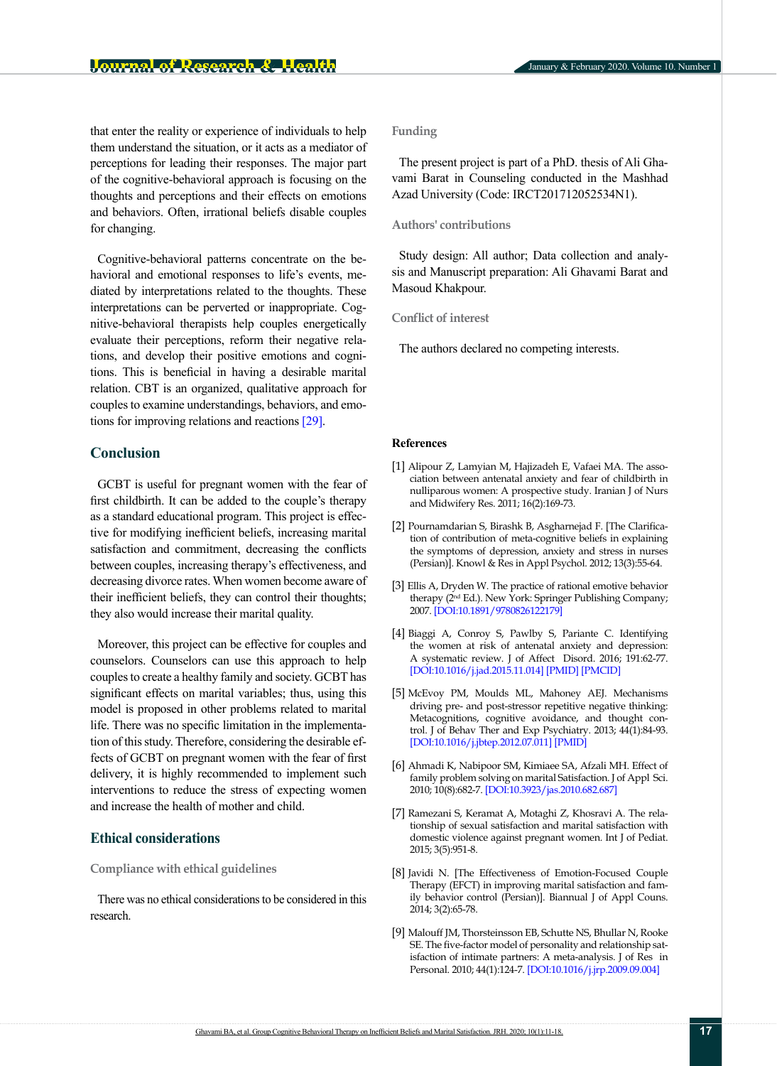that enter the reality or experience of individuals to help them understand the situation, or it acts as a mediator of perceptions for leading their responses. The major part of the cognitive-behavioral approach is focusing on the thoughts and perceptions and their effects on emotions and behaviors. Often, irrational beliefs disable couples for changing.

Cognitive-behavioral patterns concentrate on the behavioral and emotional responses to life's events, mediated by interpretations related to the thoughts. These interpretations can be perverted or inappropriate. Cognitive-behavioral therapists help couples energetically evaluate their perceptions, reform their negative relations, and develop their positive emotions and cognitions. This is beneficial in having a desirable marital relation. CBT is an organized, qualitative approach for couples to examine understandings, behaviors, and emotions for improving relations and reactions [29].

## Conclusion

GCBT is useful for pregnant women with the fear of first childbirth. It can be added to the couple's therapy as a standard educational program. This project is effective for modifying inefficient beliefs, increasing marital satisfaction and commitment, decreasing the conflicts between couples, increasing therapy's effectiveness, and decreasing divorce rates. When women become aware of their inefficient beliefs, they can control their thoughts; they also would increase their marital quality.

Moreover, this project can be effective for couples and counselors. Counselors can use this approach to help couples to create a healthy family and society. GCBT has significant effects on marital variables; thus, using this model is proposed in other problems related to marital life. There was no specific limitation in the implementation of this study. Therefore, considering the desirable effects of GCBT on pregnant women with the fear of first delivery, it is highly recommended to implement such interventions to reduce the stress of expecting women and increase the health of mother and child.

## Ethical considerations

### Compliance with ethical guidelines

There was no ethical considerations to be considered in this research.

### Funding

The present project is part of a PhD. thesis of Ali Ghavami Barat in Counseling conducted in the Mashhad Azad University (Code: IRCT201712052534N1).

### Authors' contributions

Study design: All author; Data collection and analysis and Manuscript preparation: Ali Ghavami Barat and Masoud Khakpour.

### Conflict of interest

The authors declared no competing interests.

## References

[1] Alipour Z, Lamyian M, Hajizadeh E, Vafaei MA. The association between antenatal anxiety and fear of childbirth in nulliparous women: A prospective study. Iranian J of Nurs and Midwifery Res. 2011; 16(2):169-73.

[2] Pournamdarian S, Birashk B, Asgharnejad F. [The Clarification of contribution of meta-cognitive beliefs in explaining the symptoms of depression, anxiety and stress in nurses (Persian)]. Knowl & Res in Appl Psychol. 2012; 13(3):55-64.

[3] Ellis A, Dryden W. The practice of rational emotive behavior therapy (2nd Ed.). New York: Springer Publishing Company; 2007. [DOI:10.1891/9780826122179]

[4] Biaggi A, Conroy S, Pawlby S, Pariante C. Identifying the women at risk of antenatal anxiety and depression: A systematic review. J of Affect Disord. 2016; 191:62-77. [DOI:10.1016/j.jad.2015.11.014] [PMID] [PMCID]

[5] McEvoy PM, Moulds ML, Mahoney AEJ. Mechanisms driving pre- and post-stressor repetitive negative thinking: Metacognitions, cognitive avoidance, and thought control. J of Behav Ther and Exp Psychiatry. 2013; 44(1):84-93. [DOI:10.1016/j.jbtep.2012.07.011] [PMID]

[6] Ahmadi K, Nabipoor SM, Kimiaee SA, Afzali MH. Effect of family problem solving on marital Satisfaction. J of Appl Sci. 2010; 10(8):682-7. [DOI:10.3923/jas.2010.682.687]

[7] Ramezani S, Keramat A, Motaghi Z, Khosravi A. The relationship of sexual satisfaction and marital satisfaction with domestic violence against pregnant women. Int J of Pediat. 2015; 3(5):951-8.

[8] Javidi N. [The Effectiveness of Emotion-Focused Couple Therapy (EFCT) in improving marital satisfaction and family behavior control (Persian)]. Biannual J of Appl Couns. 2014; 3(2):65-78.

[9] Malouff JM, Thorsteinsson EB, Schutte NS, Bhullar N, Rooke SE. The five-factor model of personality and relationship satisfaction of intimate partners: A meta-analysis. J of Res in Personal. 2010; 44(1):124-7. [DOI:10.1016/j.jrp.2009.09.004]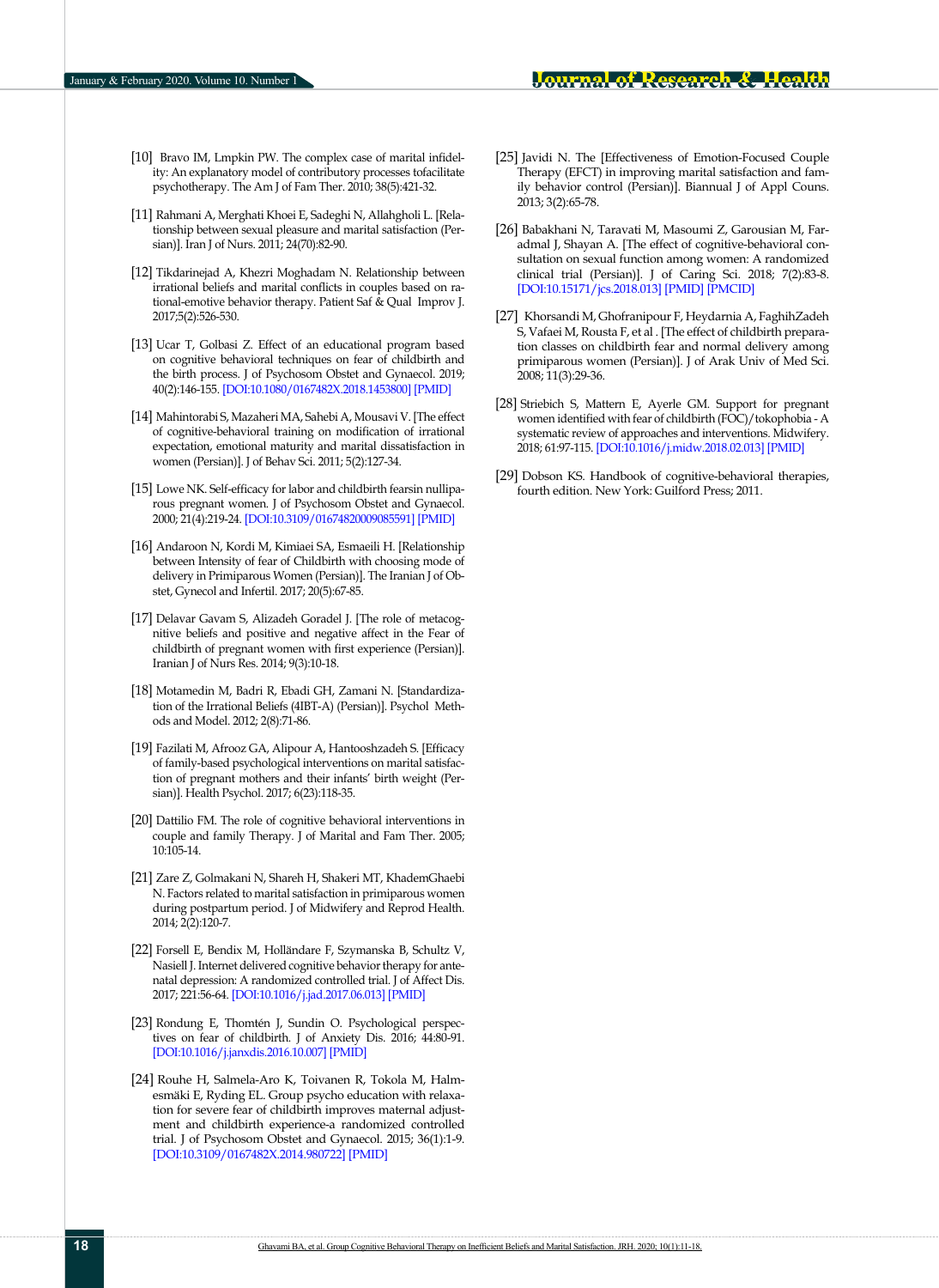[10] Bravo IM, Lmpkin PW. The complex case of marital infidelity: An explanatory model of contributory processes tofacilitate psychotherapy. The Am J of Fam Ther. 2010; 38(5):421-32.

[11] Rahmani A, Merghati Khoei E, Sadeghi N, Allahgholi L. [Relationship between sexual pleasure and marital satisfaction (Persian)]. Iran J of Nurs. 2011; 24(70):82-90.

[12] Tikdarinejad A, Khezri Moghadam N. Relationship between irrational beliefs and marital conflicts in couples based on rational-emotive behavior therapy. Patient Saf & Qual Improv J. 2017;5(2):526-530.

[13] Ucar T, Golbasi Z. Effect of an educational program based on cognitive behavioral techniques on fear of childbirth and the birth process. J of Psychosom Obstet and Gynaecol. 2019; 40(2):146-155. [DOI:10.1080/0167482X.2018.1453800] [PMID]

[14] Mahintorabi S, Mazaheri MA, Sahebi A, Mousavi V. [The effect of cognitive-behavioral training on modification of irrational expectation, emotional maturity and marital dissatisfaction in women (Persian)]. J of Behav Sci. 2011; 5(2):127-34.

[15] Lowe NK. Self-efficacy for labor and childbirth fearsin nulliparous pregnant women. J of Psychosom Obstet and Gynaecol. 2000; 21(4):219-24. [DOI:10.3109/01674820009085591] [PMID]

[16] Andaroon N, Kordi M, Kimiaei SA, Esmaeili H. [Relationship between Intensity of fear of Childbirth with choosing mode of delivery in Primiparous Women (Persian)]. The Iranian J of Obstet, Gynecol and Infertil. 2017; 20(5):67-85.

[17] Delavar Gavam S, Alizadeh Goradel J. [The role of metacognitive beliefs and positive and negative affect in the Fear of childbirth of pregnant women with first experience (Persian)]. Iranian J of Nurs Res. 2014; 9(3):10-18.

[18] Motamedin M, Badri R, Ebadi GH, Zamani N. [Standardization of the Irrational Beliefs (4IBT-A) (Persian)]. Psychol Methods and Model. 2012; 2(8):71-86.

[19] Fazilati M, Afrooz GA, Alipour A, Hantooshzadeh S. [Efficacy of family-based psychological interventions on marital satisfaction of pregnant mothers and their infants' birth weight (Persian)]. Health Psychol. 2017; 6(23):118-35.

[20] Dattilio FM. The role of cognitive behavioral interventions in couple and family Therapy. J of Marital and Fam Ther. 2005; 10:105-14.

[21] Zare Z, Golmakani N, Shareh H, Shakeri MT, KhademGhaebi N. Factors related to marital satisfaction in primiparous women during postpartum period. J of Midwifery and Reprod Health. 2014; 2(2):120-7.

[22] Forsell E, Bendix M, Holländare F, Szymanska B, Schultz V, Nasiell J. Internet delivered cognitive behavior therapy for antenatal depression: A randomized controlled trial. J of Affect Dis. 2017; 221:56-64. [DOI:10.1016/j.jad.2017.06.013] [PMID]

[23] Rondung E, Thomtén J, Sundin O. Psychological perspectives on fear of childbirth. J of Anxiety Dis. 2016; 44:80-91. [DOI:10.1016/j.janxdis.2016.10.007] [PMID]

[24] Rouhe H, Salmela-Aro K, Toivanen R, Tokola M, Halmesmäki E, Ryding EL. Group psycho education with relaxation for severe fear of childbirth improves maternal adjustment and childbirth experience-a randomized controlled trial. J of Psychosom Obstet and Gynaecol. 2015; 36(1):1-9. [DOI:10.3109/0167482X.2014.980722] [PMID]

[25] Javidi N. The [Effectiveness of Emotion-Focused Couple Therapy (EFCT) in improving marital satisfaction and family behavior control (Persian)]. Biannual J of Appl Couns. 2013; 3(2):65-78.

[26] Babakhani N, Taravati M, Masoumi Z, Garousian M, Faradmal J, Shayan A. [The effect of cognitive-behavioral consultation on sexual function among women: A randomized clinical trial (Persian)]. J of Caring Sci. 2018; 7(2):83-8. [DOI:10.15171/jcs.2018.013] [PMID] [PMCID]

[27] Khorsandi M, Ghofranipour F, Heydarnia A, FaghihZadeh S, Vafaei M, Rousta F, et al . [The effect of childbirth preparation classes on childbirth fear and normal delivery among primiparous women (Persian)]. J of Arak Univ of Med Sci. 2008; 11(3):29-36.

[28] Striebich S, Mattern E, Ayerle GM. Support for pregnant women identified with fear of childbirth (FOC)/tokophobia - A systematic review of approaches and interventions. Midwifery. 2018; 61:97-115. [DOI:10.1016/j.midw.2018.02.013] [PMID]

[29] Dobson KS. Handbook of cognitive-behavioral therapies, fourth edition. New York: Guilford Press; 2011.